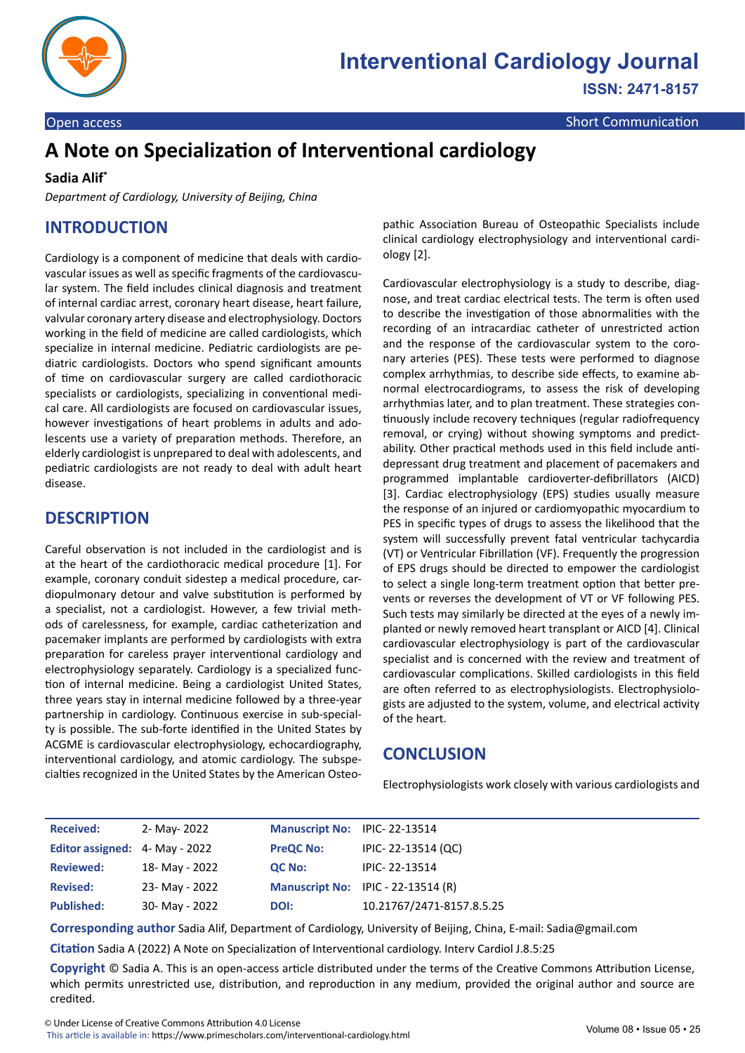# A Note on Specialization of Interventional cardiology

**Sadia Alif***

*Department of Cardiology, University of Beijing, China*

## INTRODUCTION

Cardiology is a component of medicine that deals with cardiovascular issues as well as specific fragments of the cardiovascular system. The field includes clinical diagnosis and treatment of internal cardiac arrest, coronary heart disease, heart failure, valvular coronary artery disease and electrophysiology. Doctors working in the field of medicine are called cardiologists, which specialize in internal medicine. Pediatric cardiologists are pediatric cardiologists. Doctors who spend significant amounts of time on cardiovascular surgery are called cardiothoracic specialists or cardiologists, specializing in conventional medical care. All cardiologists are focused on cardiovascular issues, however investigations of heart problems in adults and adolescents use a variety of preparation methods. Therefore, an elderly cardiologist is unprepared to deal with adolescents, and pediatric cardiologists are not ready to deal with adult heart disease.

## DESCRIPTION

Careful observation is not included in the cardiologist and is at the heart of the cardiothoracic medical procedure [1]. For example, coronary conduit sidestep a medical procedure, cardiopulmonary detour and valve substitution is performed by a specialist, not a cardiologist. However, a few trivial methods of carelessness, for example, cardiac catheterization and pacemaker implants are performed by cardiologists with extra preparation for careless prayer interventional cardiology and electrophysiology separately. Cardiology is a specialized function of internal medicine. Being a cardiologist United States, three years stay in internal medicine followed by a three-year partnership in cardiology. Continuous exercise in sub-specialty is possible. The sub-forte identified in the United States by ACGME is cardiovascular electrophysiology, echocardiography, interventional cardiology, and atomic cardiology. The subspecialties recognized in the United States by the American Osteopathic Association Bureau of Osteopathic Specialists include clinical cardiology electrophysiology and interventional cardiology [2].

Cardiovascular electrophysiology is a study to describe, diagnose, and treat cardiac electrical tests. The term is often used to describe the investigation of those abnormalities with the recording of an intracardiac catheter of unrestricted action and the response of the cardiovascular system to the coronary arteries (PES). These tests were performed to diagnose complex arrhythmias, to describe side effects, to examine abnormal electrocardiograms, to assess the risk of developing arrhythmias later, and to plan treatment. These strategies continuously include recovery techniques (regular radiofrequency removal, or crying) without showing symptoms and predictability. Other practical methods used in this field include antidepressant drug treatment and placement of pacemakers and programmed implantable cardioverter-defibrillators (AICD) [3]. Cardiac electrophysiology (EPS) studies usually measure the response of an injured or cardiomyopathic myocardium to PES in specific types of drugs to assess the likelihood that the system will successfully prevent fatal ventricular tachycardia (VT) or Ventricular Fibrillation (VF). Frequently the progression of EPS drugs should be directed to empower the cardiologist to select a single long-term treatment option that better prevents or reverses the development of VT or VF following PES. Such tests may similarly be directed at the eyes of a newly implanted or newly removed heart transplant or AICD [4]. Clinical cardiovascular electrophysiology is part of the cardiovascular specialist and is concerned with the review and treatment of cardiovascular complications. Skilled cardiologists in this field are often referred to as electrophysiologists. Electrophysiologists are adjusted to the system, volume, and electrical activity of the heart.

## CONCLUSION

Electrophysiologists work closely with various cardiologists and

| | | | |
|---|---|---|---|
| **Received:** | 2- May- 2022 | **Manuscript No:** | IPIC- 22-13514 |
| **Editor assigned:** | 4- May - 2022 | **PreQC No:** | IPIC- 22-13514 (QC) |
| **Reviewed:** | 18- May - 2022 | **QC No:** | IPIC- 22-13514 |
| **Revised:** | 23- May - 2022 | **Manuscript No:** | IPIC - 22-13514 (R) |
| **Published:** | 30- May - 2022 | **DOI:** | 10.21767/2471-8157.8.5.25 |

**Corresponding author** Sadia Alif, Department of Cardiology, University of Beijing, China, E-mail: Sadia@gmail.com

**Citation** Sadia A (2022) A Note on Specialization of Interventional cardiology. Interv Cardiol J.8.5:25

**Copyright** © Sadia A. This is an open-access article distributed under the terms of the Creative Commons Attribution License, which permits unrestricted use, distribution, and reproduction in any medium, provided the original author and source are credited.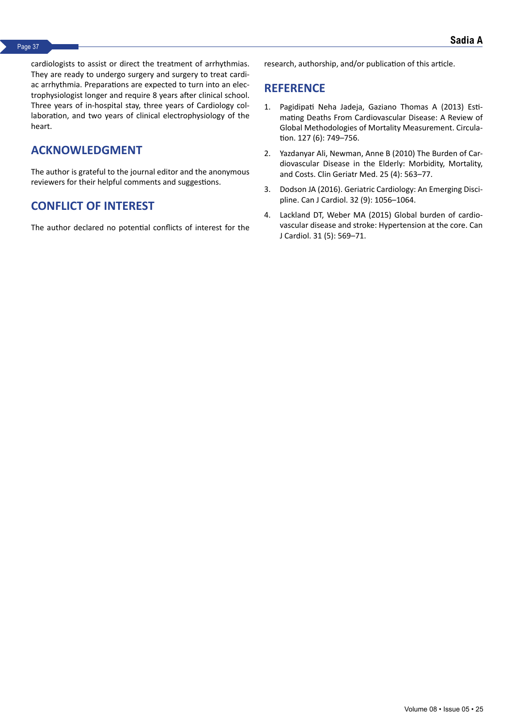cardiologists to assist or direct the treatment of arrhythmias. They are ready to undergo surgery and surgery to treat cardiac arrhythmia. Preparations are expected to turn into an electrophysiologist longer and require 8 years after clinical school. Three years of in-hospital stay, three years of Cardiology collaboration, and two years of clinical electrophysiology of the heart.

## ACKNOWLEDGMENT

The author is grateful to the journal editor and the anonymous reviewers for their helpful comments and suggestions.

## CONFLICT OF INTEREST

The author declared no potential conflicts of interest for the research, authorship, and/or publication of this article.

## REFERENCE

1. Pagidipati Neha Jadeja, Gaziano Thomas A (2013) Estimating Deaths From Cardiovascular Disease: A Review of Global Methodologies of Mortality Measurement. Circulation. 127 (6): 749–756.
2. Yazdanyar Ali, Newman, Anne B (2010) The Burden of Cardiovascular Disease in the Elderly: Morbidity, Mortality, and Costs. Clin Geriatr Med. 25 (4): 563–77.
3. Dodson JA (2016). Geriatric Cardiology: An Emerging Discipline. Can J Cardiol. 32 (9): 1056–1064.
4. Lackland DT, Weber MA (2015) Global burden of cardiovascular disease and stroke: Hypertension at the core. Can J Cardiol. 31 (5): 569–71.